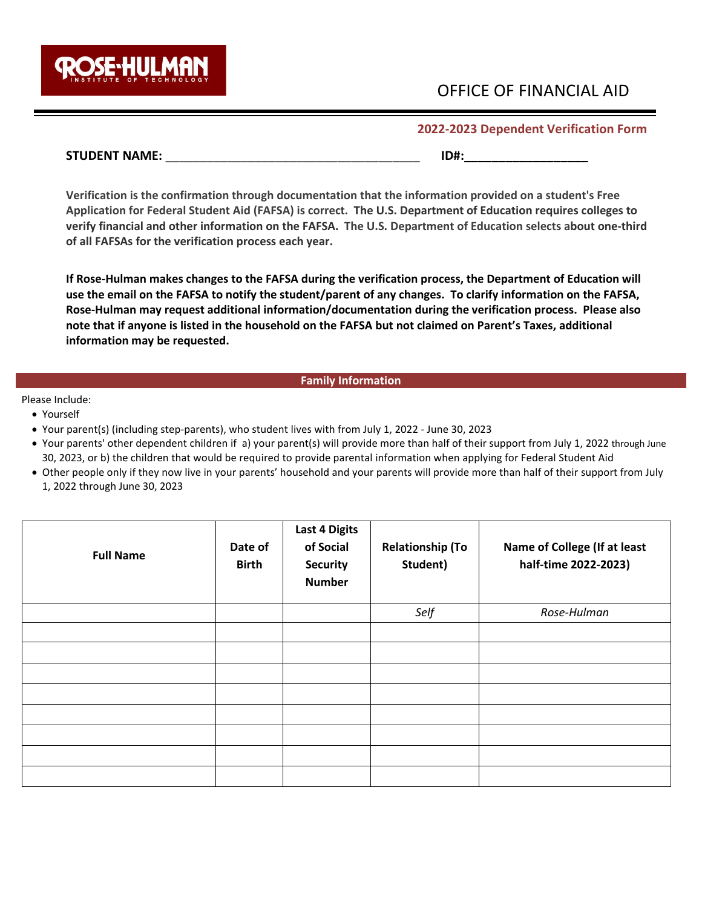ROSE-HULMAN INSTITUTE OF TECHNOLOGY

# OFFICE OF FINANCIAL AID

## 2022-2023 Dependent Verification Form

**STUDENT NAME:** ______________________________________ **ID#:**__________________

**Verification is the confirmation through documentation that the information provided on a student's Free Application for Federal Student Aid (FAFSA) is correct. The U.S. Department of Education requires colleges to verify financial and other information on the FAFSA. The U.S. Department of Education selects about one-third of all FAFSAs for the verification process each year.**

**If Rose-Hulman makes changes to the FAFSA during the verification process, the Department of Education will use the email on the FAFSA to notify the student/parent of any changes. To clarify information on the FAFSA, Rose-Hulman may request additional information/documentation during the verification process. Please also note that if anyone is listed in the household on the FAFSA but not claimed on Parent's Taxes, additional information may be requested.**

## Family Information

Please Include:

- Yourself
- Your parent(s) (including step-parents), who student lives with from July 1, 2022 - June 30, 2023
- Your parents' other dependent children if a) your parent(s) will provide more than half of their support from July 1, 2022 through June 30, 2023, or b) the children that would be required to provide parental information when applying for Federal Student Aid
- Other people only if they now live in your parents' household and your parents will provide more than half of their support from July 1, 2022 through June 30, 2023

| Full Name | Date of Birth | Last 4 Digits of Social Security Number | Relationship (To Student) | Name of College (If at least half-time 2022-2023) |
|---|---|---|---|---|
| | | | *Self* | *Rose-Hulman* |
| | | | | |
| | | | | |
| | | | | |
| | | | | |
| | | | | |
| | | | | |
| | | | | |
| | | | | |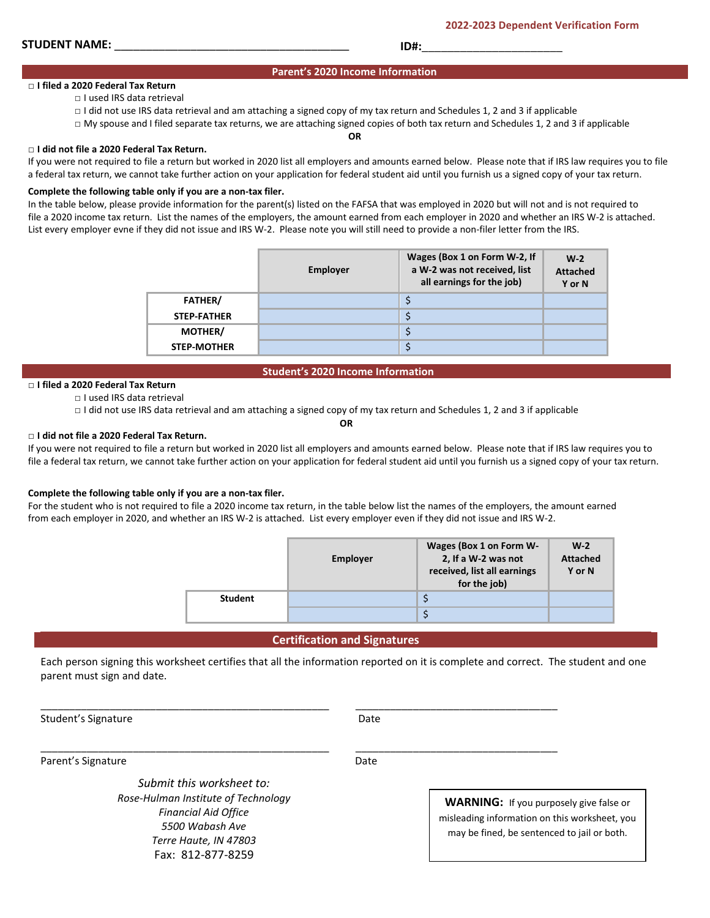2022-2023 Dependent Verification Form

**STUDENT NAME:** ____________________________________ **ID#:**______________________

## Parent's 2020 Income Information

□ **I filed a 2020 Federal Tax Return**

- □ I used IRS data retrieval
- □ I did not use IRS data retrieval and am attaching a signed copy of my tax return and Schedules 1, 2 and 3 if applicable
- □ My spouse and I filed separate tax returns, we are attaching signed copies of both tax return and Schedules 1, 2 and 3 if applicable

**OR**

□ **I did not file a 2020 Federal Tax Return.**

If you were not required to file a return but worked in 2020 list all employers and amounts earned below. Please note that if IRS law requires you to file a federal tax return, we cannot take further action on your application for federal student aid until you furnish us a signed copy of your tax return.

**Complete the following table only if you are a non-tax filer.**

In the table below, please provide information for the parent(s) listed on the FAFSA that was employed in 2020 but will not and is not required to file a 2020 income tax return. List the names of the employers, the amount earned from each employer in 2020 and whether an IRS W-2 is attached. List every employer evne if they did not issue and IRS W-2. Please note you will still need to provide a non-filer letter from the IRS.

| | Employer | Wages (Box 1 on Form W-2, If a W-2 was not received, list all earnings for the job) | W-2 Attached Y or N |
|---|---|---|---|
| FATHER/ | | $ | |
| STEP-FATHER | | $ | |
| MOTHER/ | | $ | |
| STEP-MOTHER | | $ | |

## Student's 2020 Income Information

□ **I filed a 2020 Federal Tax Return**

- □ I used IRS data retrieval
- □ I did not use IRS data retrieval and am attaching a signed copy of my tax return and Schedules 1, 2 and 3 if applicable

**OR**

□ **I did not file a 2020 Federal Tax Return.**

If you were not required to file a return but worked in 2020 list all employers and amounts earned below. Please note that if IRS law requires you to file a federal tax return, we cannot take further action on your application for federal student aid until you furnish us a signed copy of your tax return.

**Complete the following table only if you are a non-tax filer.**

For the student who is not required to file a 2020 income tax return, in the table below list the names of the employers, the amount earned from each employer in 2020, and whether an IRS W-2 is attached. List every employer even if they did not issue and IRS W-2.

| | Employer | Wages (Box 1 on Form W-2, If a W-2 was not received, list all earnings for the job) | W-2 Attached Y or N |
|---|---|---|---|
| Student | | $ | |
| | | $ | |

## Certification and Signatures

Each person signing this worksheet certifies that all the information reported on it is complete and correct. The student and one parent must sign and date.

_______________________________________________ ________________________________

Student's Signature Date

_______________________________________________ ________________________________

Parent's Signature Date

*Submit this worksheet to:*
*Rose-Hulman Institute of Technology*
*Financial Aid Office*
*5500 Wabash Ave*
*Terre Haute, IN 47803*
Fax: 812-877-8259

**WARNING:** If you purposely give false or misleading information on this worksheet, you may be fined, be sentenced to jail or both.